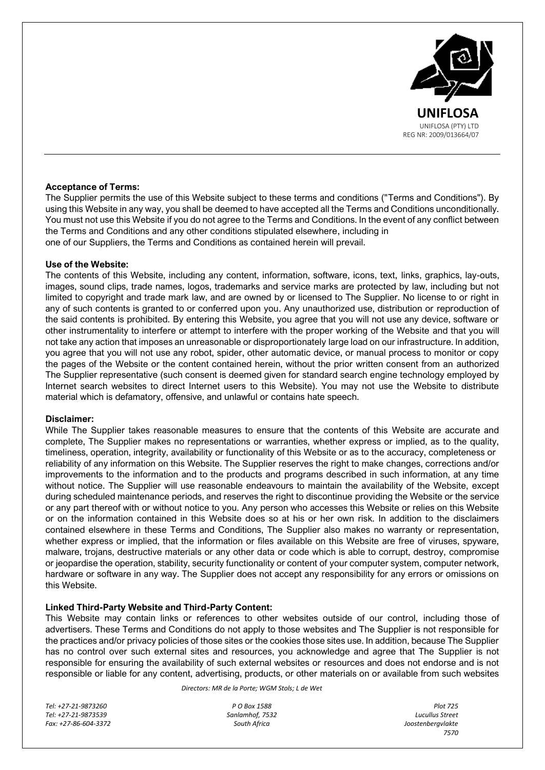**UNIFLOSA**
UNIFLOSA (PTY) LTD
REG NR: 2009/013664/07

**Acceptance of Terms:**

The Supplier permits the use of this Website subject to these terms and conditions ("Terms and Conditions"). By using this Website in any way, you shall be deemed to have accepted all the Terms and Conditions unconditionally. You must not use this Website if you do not agree to the Terms and Conditions. In the event of any conflict between the Terms and Conditions and any other conditions stipulated elsewhere, including in one of our Suppliers, the Terms and Conditions as contained herein will prevail.

**Use of the Website:**

The contents of this Website, including any content, information, software, icons, text, links, graphics, lay-outs, images, sound clips, trade names, logos, trademarks and service marks are protected by law, including but not limited to copyright and trade mark law, and are owned by or licensed to The Supplier. No license to or right in any of such contents is granted to or conferred upon you. Any unauthorized use, distribution or reproduction of the said contents is prohibited. By entering this Website, you agree that you will not use any device, software or other instrumentality to interfere or attempt to interfere with the proper working of the Website and that you will not take any action that imposes an unreasonable or disproportionately large load on our infrastructure. In addition, you agree that you will not use any robot, spider, other automatic device, or manual process to monitor or copy the pages of the Website or the content contained herein, without the prior written consent from an authorized The Supplier representative (such consent is deemed given for standard search engine technology employed by Internet search websites to direct Internet users to this Website). You may not use the Website to distribute material which is defamatory, offensive, and unlawful or contains hate speech.

**Disclaimer:**

While The Supplier takes reasonable measures to ensure that the contents of this Website are accurate and complete, The Supplier makes no representations or warranties, whether express or implied, as to the quality, timeliness, operation, integrity, availability or functionality of this Website or as to the accuracy, completeness or reliability of any information on this Website. The Supplier reserves the right to make changes, corrections and/or improvements to the information and to the products and programs described in such information, at any time without notice. The Supplier will use reasonable endeavours to maintain the availability of the Website, except during scheduled maintenance periods, and reserves the right to discontinue providing the Website or the service or any part thereof with or without notice to you. Any person who accesses this Website or relies on this Website or on the information contained in this Website does so at his or her own risk. In addition to the disclaimers contained elsewhere in these Terms and Conditions, The Supplier also makes no warranty or representation, whether express or implied, that the information or files available on this Website are free of viruses, spyware, malware, trojans, destructive materials or any other data or code which is able to corrupt, destroy, compromise or jeopardise the operation, stability, security functionality or content of your computer system, computer network, hardware or software in any way. The Supplier does not accept any responsibility for any errors or omissions on this Website.

**Linked Third-Party Website and Third-Party Content:**

This Website may contain links or references to other websites outside of our control, including those of advertisers. These Terms and Conditions do not apply to those websites and The Supplier is not responsible for the practices and/or privacy policies of those sites or the cookies those sites use. In addition, because The Supplier has no control over such external sites and resources, you acknowledge and agree that The Supplier is not responsible for ensuring the availability of such external websites or resources and does not endorse and is not responsible or liable for any content, advertising, products, or other materials on or available from such websites

*Directors: MR de la Porte; WGM Stols; L de Wet*

*Tel: +27-21-9873260*
*Tel: +27-21-9873539*
*Fax: +27-86-604-3372*

*P O Box 1588*
*Sanlamhof, 7532*
*South Africa*

*Plot 725*
*Lucullus Street*
*Joostenbergvlakte*
*7570*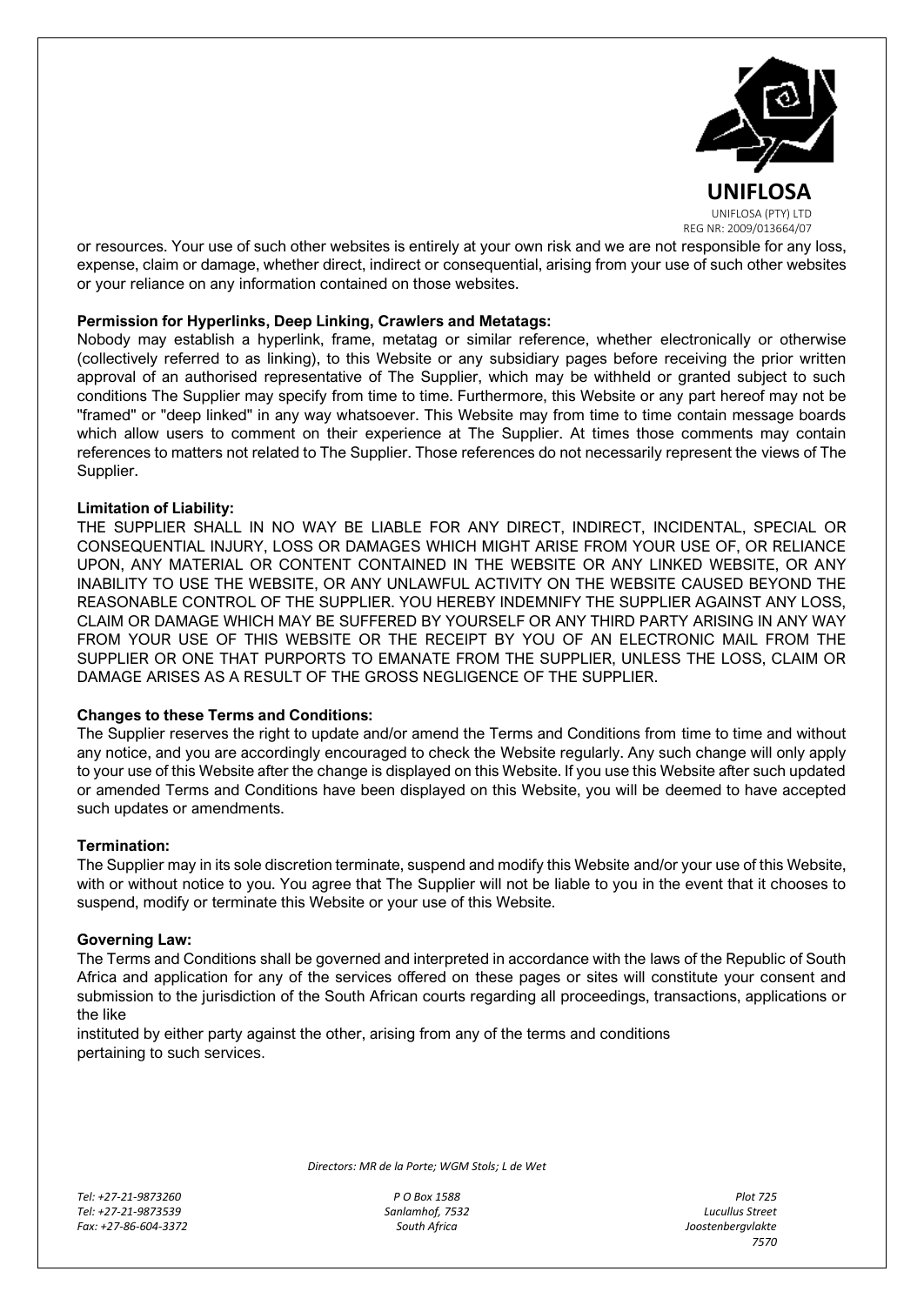or resources. Your use of such other websites is entirely at your own risk and we are not responsible for any loss, expense, claim or damage, whether direct, indirect or consequential, arising from your use of such other websites or your reliance on any information contained on those websites.

**Permission for Hyperlinks, Deep Linking, Crawlers and Metatags:**

Nobody may establish a hyperlink, frame, metatag or similar reference, whether electronically or otherwise (collectively referred to as linking), to this Website or any subsidiary pages before receiving the prior written approval of an authorised representative of The Supplier, which may be withheld or granted subject to such conditions The Supplier may specify from time to time. Furthermore, this Website or any part hereof may not be "framed" or "deep linked" in any way whatsoever. This Website may from time to time contain message boards which allow users to comment on their experience at The Supplier. At times those comments may contain references to matters not related to The Supplier. Those references do not necessarily represent the views of The Supplier.

**Limitation of Liability:**

THE SUPPLIER SHALL IN NO WAY BE LIABLE FOR ANY DIRECT, INDIRECT, INCIDENTAL, SPECIAL OR CONSEQUENTIAL INJURY, LOSS OR DAMAGES WHICH MIGHT ARISE FROM YOUR USE OF, OR RELIANCE UPON, ANY MATERIAL OR CONTENT CONTAINED IN THE WEBSITE OR ANY LINKED WEBSITE, OR ANY INABILITY TO USE THE WEBSITE, OR ANY UNLAWFUL ACTIVITY ON THE WEBSITE CAUSED BEYOND THE REASONABLE CONTROL OF THE SUPPLIER. YOU HEREBY INDEMNIFY THE SUPPLIER AGAINST ANY LOSS, CLAIM OR DAMAGE WHICH MAY BE SUFFERED BY YOURSELF OR ANY THIRD PARTY ARISING IN ANY WAY FROM YOUR USE OF THIS WEBSITE OR THE RECEIPT BY YOU OF AN ELECTRONIC MAIL FROM THE SUPPLIER OR ONE THAT PURPORTS TO EMANATE FROM THE SUPPLIER, UNLESS THE LOSS, CLAIM OR DAMAGE ARISES AS A RESULT OF THE GROSS NEGLIGENCE OF THE SUPPLIER.

**Changes to these Terms and Conditions:**

The Supplier reserves the right to update and/or amend the Terms and Conditions from time to time and without any notice, and you are accordingly encouraged to check the Website regularly. Any such change will only apply to your use of this Website after the change is displayed on this Website. If you use this Website after such updated or amended Terms and Conditions have been displayed on this Website, you will be deemed to have accepted such updates or amendments.

**Termination:**

The Supplier may in its sole discretion terminate, suspend and modify this Website and/or your use of this Website, with or without notice to you. You agree that The Supplier will not be liable to you in the event that it chooses to suspend, modify or terminate this Website or your use of this Website.

**Governing Law:**

The Terms and Conditions shall be governed and interpreted in accordance with the laws of the Republic of South Africa and application for any of the services offered on these pages or sites will constitute your consent and submission to the jurisdiction of the South African courts regarding all proceedings, transactions, applications or the like

instituted by either party against the other, arising from any of the terms and conditions pertaining to such services.